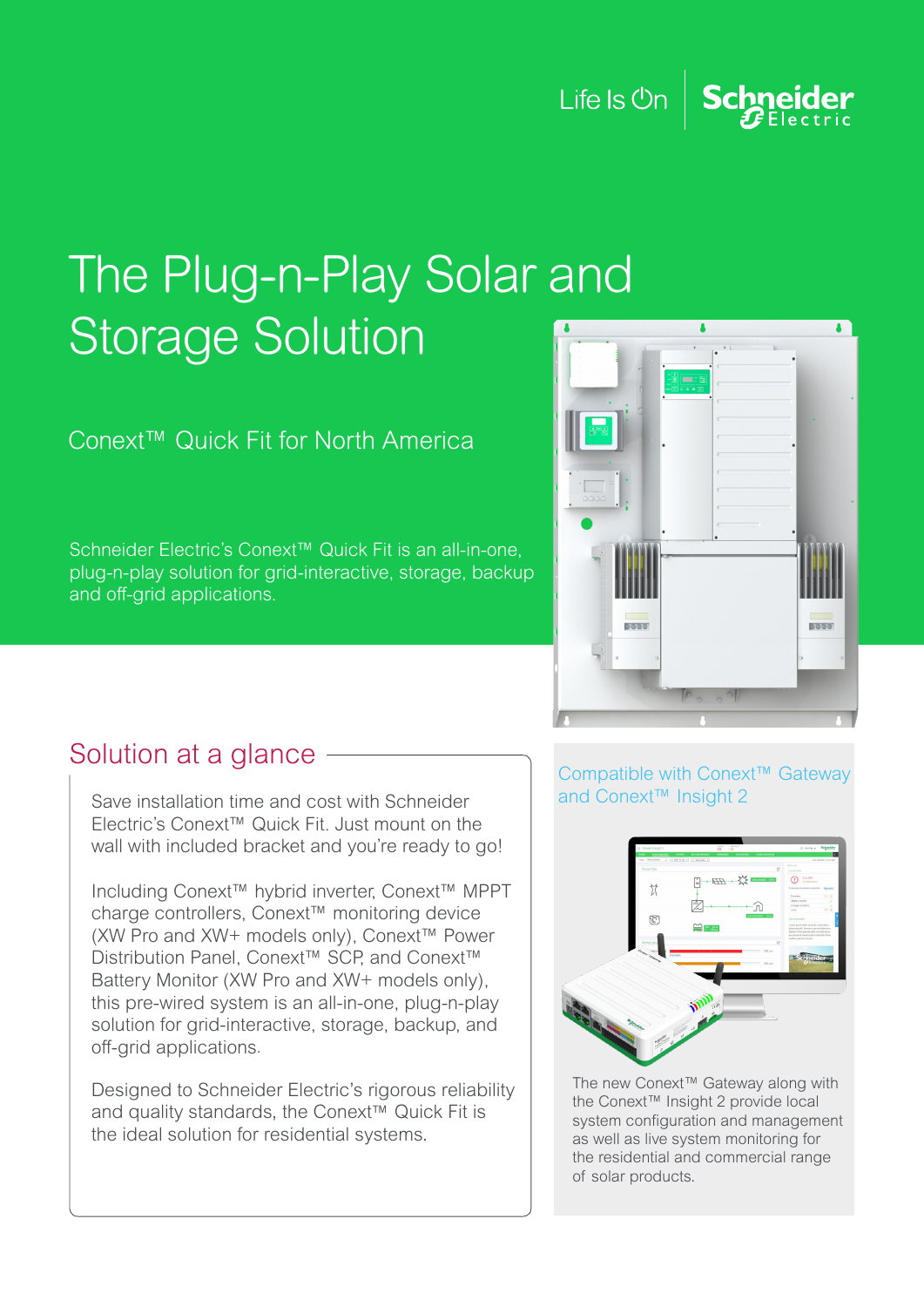Life Is On | Schneider Electric

# The Plug-n-Play Solar and Storage Solution

## Conext™ Quick Fit for North America

Schneider Electric's Conext™ Quick Fit is an all-in-one, plug-n-play solution for grid-interactive, storage, backup and off-grid applications.

## Solution at a glance

Save installation time and cost with Schneider Electric's Conext™ Quick Fit. Just mount on the wall with included bracket and you're ready to go!

Including Conext™ hybrid inverter, Conext™ MPPT charge controllers, Conext™ monitoring device (XW Pro and XW+ models only), Conext™ Power Distribution Panel, Conext™ SCP, and Conext™ Battery Monitor (XW Pro and XW+ models only), this pre-wired system is an all-in-one, plug-n-play solution for grid-interactive, storage, backup, and off-grid applications.

Designed to Schneider Electric's rigorous reliability and quality standards, the Conext™ Quick Fit is the ideal solution for residential systems.

### Compatible with Conext™ Gateway and Conext™ Insight 2

The new Conext™ Gateway along with the Conext™ Insight 2 provide local system configuration and management as well as live system monitoring for the residential and commercial range of solar products.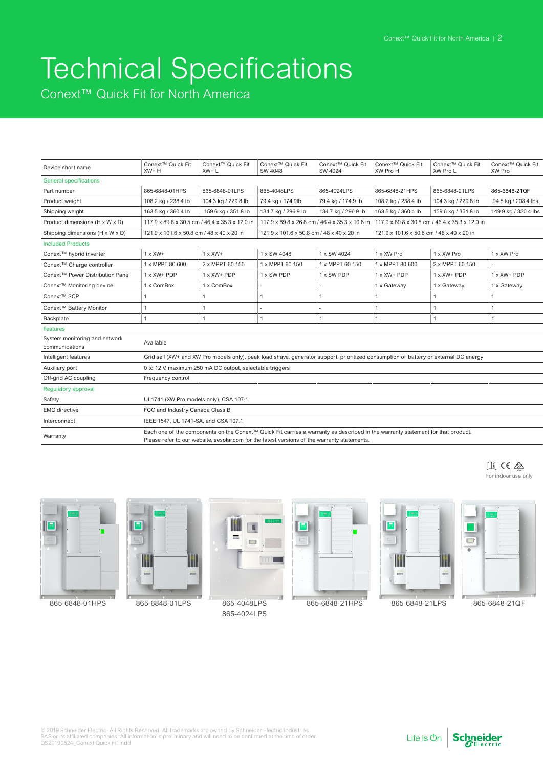# Technical Specifications

## Conext™ Quick Fit for North America

| Device short name | Conext™ Quick Fit XW+ H | Conext™ Quick Fit XW+ L | Conext™ Quick Fit SW 4048 | Conext™ Quick Fit SW 4024 | Conext™ Quick Fit XW Pro H | Conext™ Quick Fit XW Pro L | Conext™ Quick Fit XW Pro |
|---|---|---|---|---|---|---|---|
| General specifications | | | | | | | |
| Part number | 865-6848-01HPS | 865-6848-01LPS | 865-4048LPS | 865-4024LPS | 865-6848-21HPS | 865-6848-21LPS | 865-6848-21QF |
| Product weight | 108.2 kg / 238.4 lb | 104.3 kg / 229.8 lb | 79.4 kg / 174.9lb | 79.4 kg / 174.9 lb | 108.2 kg / 238.4 lb | 104.3 kg / 229.8 lb | 94.5 kg / 208.4 lbs |
| Shipping weight | 163.5 kg / 360.4 lb | 159.6 kg / 351.8 lb | 134.7 kg / 296.9 lb | 134.7 kg / 296.9 lb | 163.5 kg / 360.4 lb | 159.6 kg / 351.8 lb | 149.9 kg / 330.4 lbs |
| Product dimensions (H x W x D) | 117.9 x 89.8 x 30.5 cm / 46.4 x 35.3 x 12.0 in | | 117.9 x 89.8 x 26.8 cm / 46.4 x 35.3 x 10.6 in | | 117.9 x 89.8 x 30.5 cm / 46.4 x 35.3 x 12.0 in | | |
| Shipping dimensions (H x W x D) | 121.9 x 101.6 x 50.8 cm / 48 x 40 x 20 in | | 121.9 x 101.6 x 50.8 cm / 48 x 40 x 20 in | | 121.9 x 101.6 x 50.8 cm / 48 x 40 x 20 in | | |
| Included Products | | | | | | | |
| Conext™ hybrid inverter | 1 x XW+ | 1 x XW+ | 1 x SW 4048 | 1 x SW 4024 | 1 x XW Pro | 1 x XW Pro | 1 x XW Pro |
| Conext™ Charge controller | 1 x MPPT 80 600 | 2 x MPPT 60 150 | 1 x MPPT 60 150 | 1 x MPPT 60 150 | 1 x MPPT 80 600 | 2 x MPPT 60 150 | - |
| Conext™ Power Distribution Panel | 1 x XW+ PDP | 1 x XW+ PDP | 1 x SW PDP | 1 x SW PDP | 1 x XW+ PDP | 1 x XW+ PDP | 1 x XW+ PDP |
| Conext™ Monitoring device | 1 x ComBox | 1 x ComBox | - | - | 1 x Gateway | 1 x Gateway | 1 x Gateway |
| Conext™ SCP | 1 | 1 | 1 | 1 | 1 | 1 | 1 |
| Conext™ Battery Monitor | 1 | 1 | - | - | 1 | 1 | 1 |
| Backplate | 1 | 1 | 1 | 1 | 1 | 1 | 1 |
| Features | | | | | | | |
| System monitoring and network communications | Available | | | | | | |
| Intelligent features | Grid sell (XW+ and XW Pro models only), peak load shave, generator support, prioritized consumption of battery or external DC energy | | | | | | |
| Auxiliary port | 0 to 12 V, maximum 250 mA DC output, selectable triggers | | | | | | |
| Off-grid AC coupling | Frequency control | | | | | | |
| Regulatory approval | | | | | | | |
| Safety | UL1741 (XW Pro models only), CSA 107.1 | | | | | | |
| EMC directive | FCC and Industry Canada Class B | | | | | | |
| Interconnect | IEEE 1547, UL 1741-SA, and CSA 107.1 | | | | | | |
| Warranty | Each one of the components on the Conext™ Quick Fit carries a warranty as described in the warranty statement for that product. Please refer to our website, sesolar.com for the latest versions of the warranty statements. | | | | | | |

For indoor use only

865-6848-01HPS

865-6848-01LPS

865-4048LPS
865-4024LPS

865-6848-21HPS

865-6848-21LPS

865-6848-21QF

© 2019 Schneider Electric. All Rights Reserved. All trademarks are owned by Schneider Electric Industries SAS or its affiliated companies. All information is preliminary and will need to be confirmed at the time of order.
DS20190524_Conext Quick Fit.indd